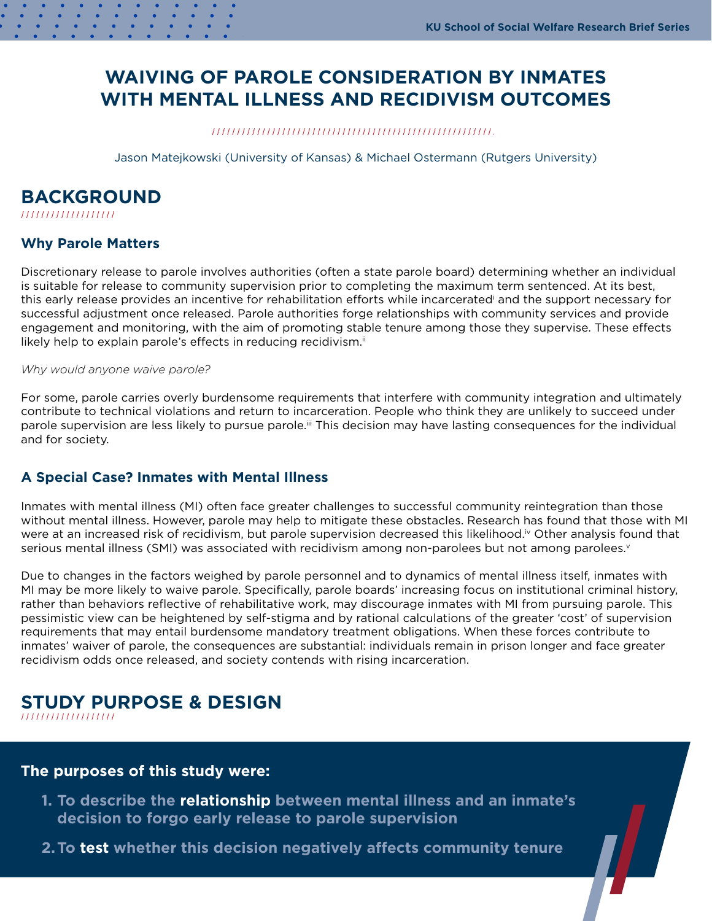# WAIVING OF PAROLE CONSIDERATION BY INMATES WITH MENTAL ILLNESS AND RECIDIVISM OUTCOMES

Jason Matejkowski (University of Kansas) & Michael Ostermann (Rutgers University)

## BACKGROUND

### Why Parole Matters

Discretionary release to parole involves authorities (often a state parole board) determining whether an individual is suitable for release to community supervision prior to completing the maximum term sentenced. At its best, this early release provides an incentive for rehabilitation efforts while incarcerated[i] and the support necessary for successful adjustment once released. Parole authorities forge relationships with community services and provide engagement and monitoring, with the aim of promoting stable tenure among those they supervise. These effects likely help to explain parole's effects in reducing recidivism.[ii]

*Why would anyone waive parole?*

For some, parole carries overly burdensome requirements that interfere with community integration and ultimately contribute to technical violations and return to incarceration. People who think they are unlikely to succeed under parole supervision are less likely to pursue parole.[iii] This decision may have lasting consequences for the individual and for society.

### A Special Case? Inmates with Mental Illness

Inmates with mental illness (MI) often face greater challenges to successful community reintegration than those without mental illness. However, parole may help to mitigate these obstacles. Research has found that those with MI were at an increased risk of recidivism, but parole supervision decreased this likelihood.[iv] Other analysis found that serious mental illness (SMI) was associated with recidivism among non-parolees but not among parolees.[v]

Due to changes in the factors weighed by parole personnel and to dynamics of mental illness itself, inmates with MI may be more likely to waive parole. Specifically, parole boards' increasing focus on institutional criminal history, rather than behaviors reflective of rehabilitative work, may discourage inmates with MI from pursuing parole. This pessimistic view can be heightened by self-stigma and by rational calculations of the greater 'cost' of supervision requirements that may entail burdensome mandatory treatment obligations. When these forces contribute to inmates' waiver of parole, the consequences are substantial: individuals remain in prison longer and face greater recidivism odds once released, and society contends with rising incarceration.

## STUDY PURPOSE & DESIGN

**The purposes of this study were:**

1. **To describe the relationship between mental illness and an inmate's decision to forgo early release to parole supervision**
2. **To test whether this decision negatively affects community tenure**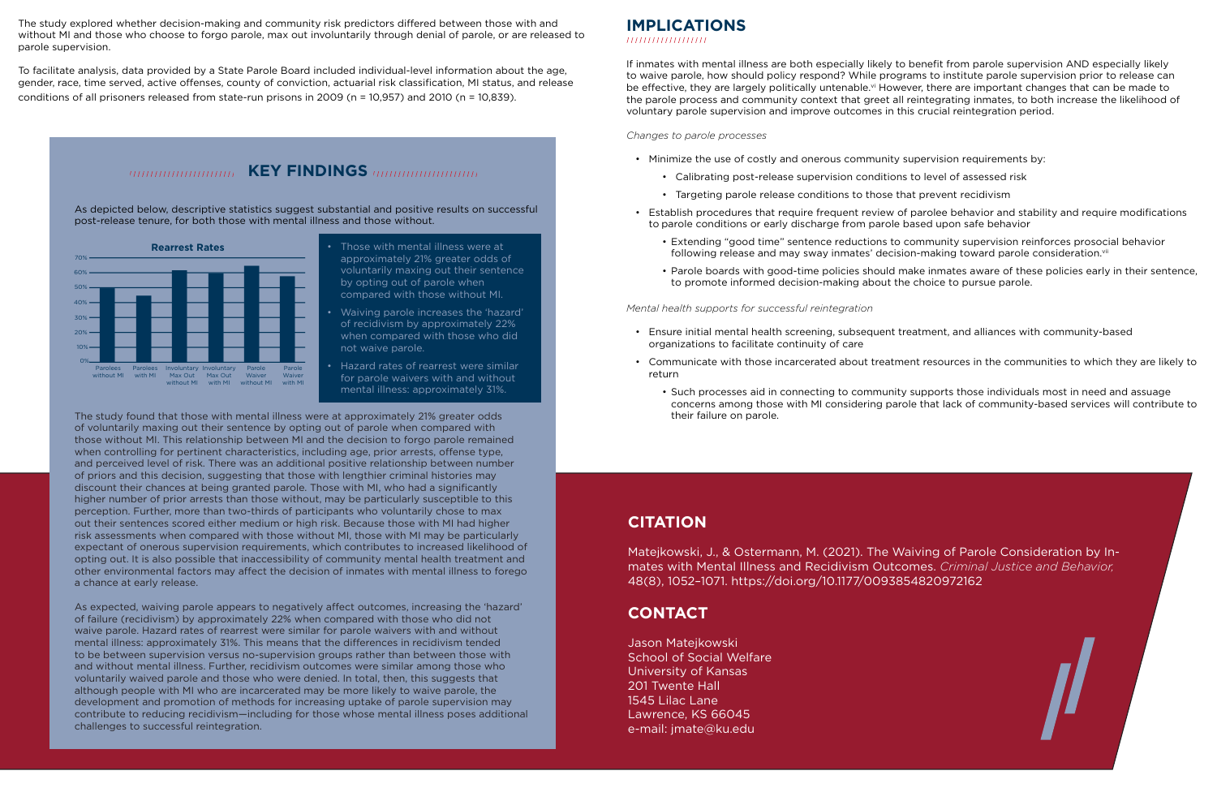The study explored whether decision-making and community risk predictors differed between those with and without MI and those who choose to forgo parole, max out involuntarily through denial of parole, or are released to parole supervision.

To facilitate analysis, data provided by a State Parole Board included individual-level information about the age, gender, race, time served, active offenses, county of conviction, actuarial risk classification, MI status, and release conditions of all prisoners released from state-run prisons in 2009 (n = 10,957) and 2010 (n = 10,839).

## KEY FINDINGS

As depicted below, descriptive statistics suggest substantial and positive results on successful post-release tenure, for both those with mental illness and those without.

**Rearrest Rates**

- Those with mental illness were at approximately 21% greater odds of voluntarily maxing out their sentence by opting out of parole when compared with those without MI.
- Waiving parole increases the 'hazard' of recidivism by approximately 22% when compared with those who did not waive parole.
- Hazard rates of rearrest were similar for parole waivers with and without mental illness: approximately 31%.

The study found that those with mental illness were at approximately 21% greater odds of voluntarily maxing out their sentence by opting out of parole when compared with those without MI. This relationship between MI and the decision to forgo parole remained when controlling for pertinent characteristics, including age, prior arrests, offense type, and perceived level of risk. There was an additional positive relationship between number of priors and this decision, suggesting that those with lengthier criminal histories may discount their chances at being granted parole. Those with MI, who had a significantly higher number of prior arrests than those without, may be particularly susceptible to this perception. Further, more than two-thirds of participants who voluntarily chose to max out their sentences scored either medium or high risk. Because those with MI had higher risk assessments when compared with those without MI, those with MI may be particularly expectant of onerous supervision requirements, which contributes to increased likelihood of opting out. It is also possible that inaccessibility of community mental health treatment and other environmental factors may affect the decision of inmates with mental illness to forego a chance at early release.

As expected, waiving parole appears to negatively affect outcomes, increasing the 'hazard' of failure (recidivism) by approximately 22% when compared with those who did not waive parole. Hazard rates of rearrest were similar for parole waivers with and without mental illness: approximately 31%. This means that the differences in recidivism tended to be between supervision versus no-supervision groups rather than between those with and without mental illness. Further, recidivism outcomes were similar among those who voluntarily waived parole and those who were denied. In total, then, this suggests that although people with MI who are incarcerated may be more likely to waive parole, the development and promotion of methods for increasing uptake of parole supervision may contribute to reducing recidivism—including for those whose mental illness poses additional challenges to successful reintegration.

## IMPLICATIONS

If inmates with mental illness are both especially likely to benefit from parole supervision AND especially likely to waive parole, how should policy respond? While programs to institute parole supervision prior to release can be effective, they are largely politically untenable.[vi] However, there are important changes that can be made to the parole process and community context that greet all reintegrating inmates, to both increase the likelihood of voluntary parole supervision and improve outcomes in this crucial reintegration period.

*Changes to parole processes*

- Minimize the use of costly and onerous community supervision requirements by:
  - Calibrating post-release supervision conditions to level of assessed risk
  - Targeting parole release conditions to those that prevent recidivism
- Establish procedures that require frequent review of parolee behavior and stability and require modifications to parole conditions or early discharge from parole based upon safe behavior
  - Extending "good time" sentence reductions to community supervision reinforces prosocial behavior following release and may sway inmates' decision-making toward parole consideration.[vii]
  - Parole boards with good-time policies should make inmates aware of these policies early in their sentence, to promote informed decision-making about the choice to pursue parole.

*Mental health supports for successful reintegration*

- Ensure initial mental health screening, subsequent treatment, and alliances with community-based organizations to facilitate continuity of care
- Communicate with those incarcerated about treatment resources in the communities to which they are likely to return
  - Such processes aid in connecting to community supports those individuals most in need and assuage concerns among those with MI considering parole that lack of community-based services will contribute to their failure on parole.

## CITATION

Matejkowski, J., & Ostermann, M. (2021). The Waiving of Parole Consideration by Inmates with Mental Illness and Recidivism Outcomes. *Criminal Justice and Behavior,* 48(8), 1052–1071. https://doi.org/10.1177/0093854820972162

## CONTACT

Jason Matejkowski
School of Social Welfare
University of Kansas
201 Twente Hall
1545 Lilac Lane
Lawrence, KS 66045
e-mail: jmate@ku.edu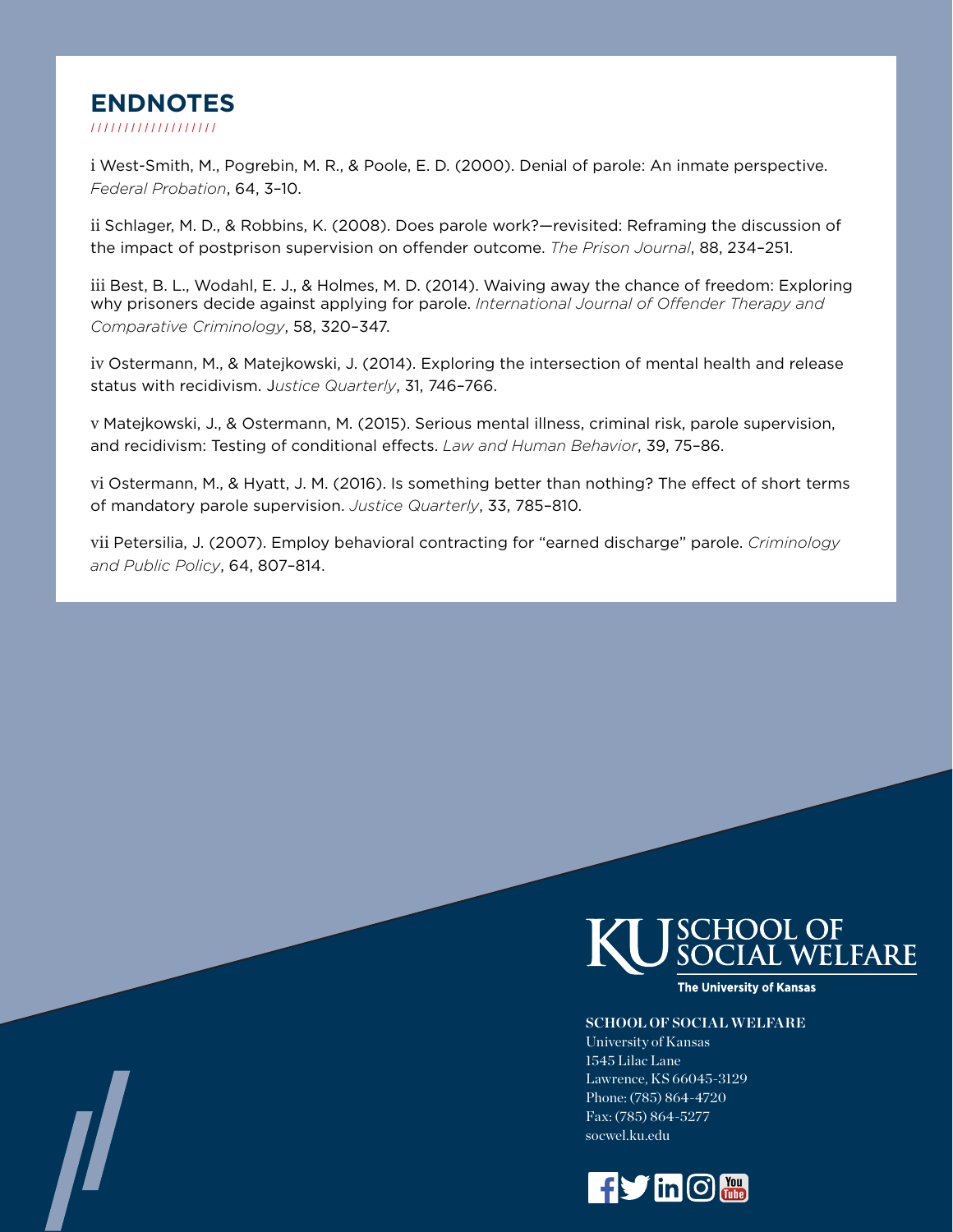## ENDNOTES

i West-Smith, M., Pogrebin, M. R., & Poole, E. D. (2000). Denial of parole: An inmate perspective. *Federal Probation*, 64, 3–10.

ii Schlager, M. D., & Robbins, K. (2008). Does parole work?—revisited: Reframing the discussion of the impact of postprison supervision on offender outcome. *The Prison Journal*, 88, 234–251.

iii Best, B. L., Wodahl, E. J., & Holmes, M. D. (2014). Waiving away the chance of freedom: Exploring why prisoners decide against applying for parole. *International Journal of Offender Therapy and Comparative Criminology*, 58, 320–347.

iv Ostermann, M., & Matejkowski, J. (2014). Exploring the intersection of mental health and release status with recidivism. J*ustice Quarterly*, 31, 746–766.

v Matejkowski, J., & Ostermann, M. (2015). Serious mental illness, criminal risk, parole supervision, and recidivism: Testing of conditional effects. *Law and Human Behavior*, 39, 75–86.

vi Ostermann, M., & Hyatt, J. M. (2016). Is something better than nothing? The effect of short terms of mandatory parole supervision. *Justice Quarterly*, 33, 785–810.

vii Petersilia, J. (2007). Employ behavioral contracting for "earned discharge" parole. *Criminology and Public Policy*, 64, 807–814.

KU SCHOOL OF SOCIAL WELFARE
The University of Kansas

**SCHOOL OF SOCIAL WELFARE**
University of Kansas
1545 Lilac Lane
Lawrence, KS 66045-3129
Phone: (785) 864-4720
Fax: (785) 864-5277
socwel.ku.edu